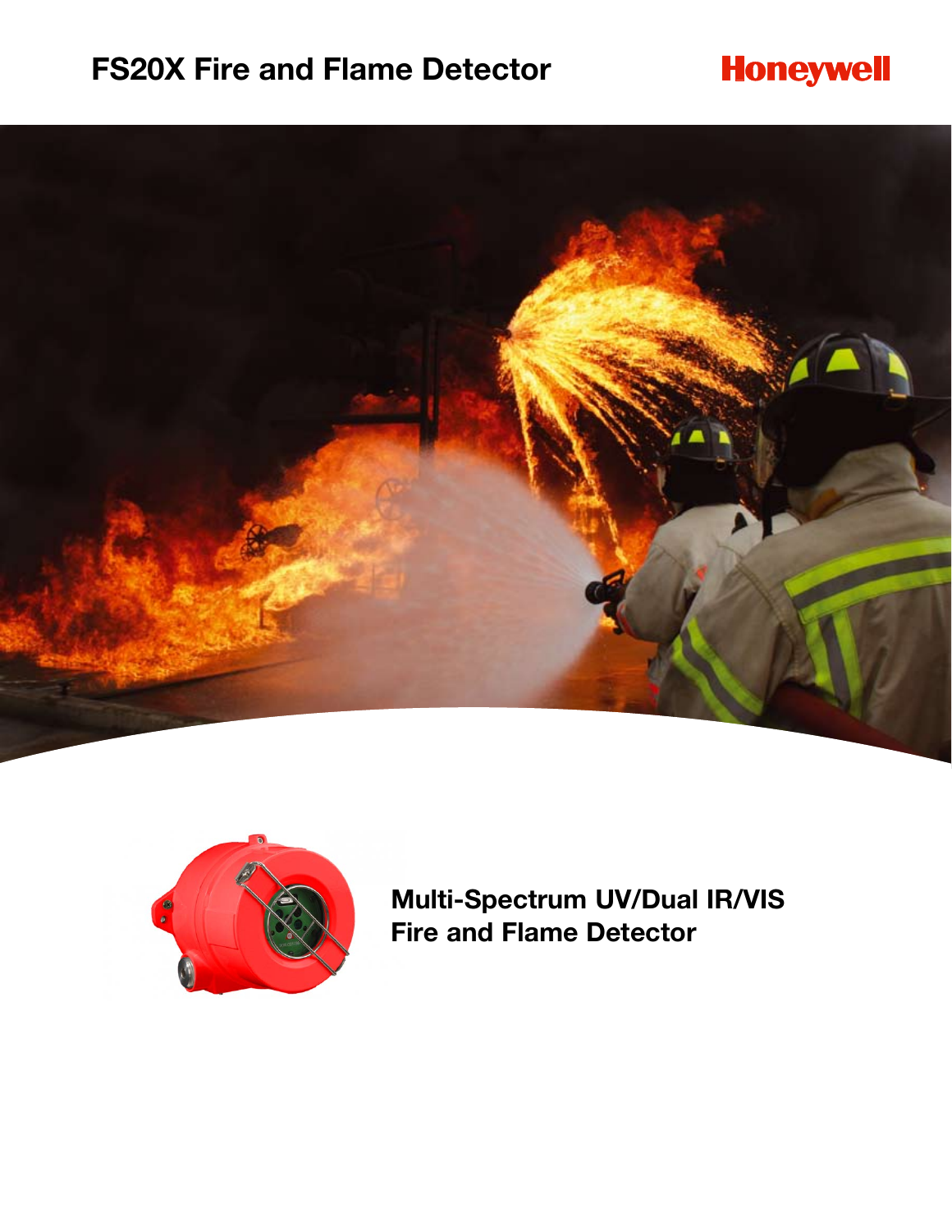# FS20X Fire and Flame Detector

Honeywell

## Multi-Spectrum UV/Dual IR/VIS Fire and Flame Detector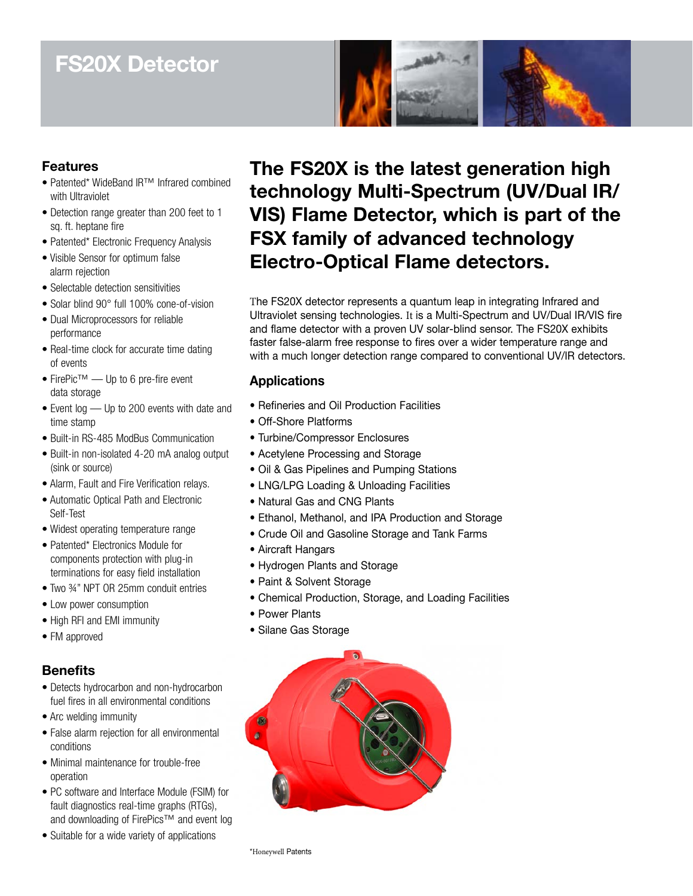# FS20X Detector

## Features

- Patented* WideBand IR™ Infrared combined with Ultraviolet
- Detection range greater than 200 feet to 1 sq. ft. heptane fire
- Patented* Electronic Frequency Analysis
- Visible Sensor for optimum false alarm rejection
- Selectable detection sensitivities
- Solar blind 90° full 100% cone-of-vision
- Dual Microprocessors for reliable performance
- Real-time clock for accurate time dating of events
- FirePic™ — Up to 6 pre-fire event data storage
- Event log — Up to 200 events with date and time stamp
- Built-in RS-485 ModBus Communication
- Built-in non-isolated 4-20 mA analog output (sink or source)
- Alarm, Fault and Fire Verification relays.
- Automatic Optical Path and Electronic Self-Test
- Widest operating temperature range
- Patented* Electronics Module for components protection with plug-in terminations for easy field installation
- Two ¾" NPT OR 25mm conduit entries
- Low power consumption
- High RFI and EMI immunity
- FM approved

## Benefits

- Detects hydrocarbon and non-hydrocarbon fuel fires in all environmental conditions
- Arc welding immunity
- False alarm rejection for all environmental conditions
- Minimal maintenance for trouble-free operation
- PC software and Interface Module (FSIM) for fault diagnostics real-time graphs (RTGs), and downloading of FirePics™ and event log
- Suitable for a wide variety of applications

## The FS20X is the latest generation high technology Multi-Spectrum (UV/Dual IR/VIS) Flame Detector, which is part of the FSX family of advanced technology Electro-Optical Flame detectors.

The FS20X detector represents a quantum leap in integrating Infrared and Ultraviolet sensing technologies. It is a Multi-Spectrum and UV/Dual IR/VIS fire and flame detector with a proven UV solar-blind sensor. The FS20X exhibits faster false-alarm free response to fires over a wider temperature range and with a much longer detection range compared to conventional UV/IR detectors.

## Applications

- Refineries and Oil Production Facilities
- Off-Shore Platforms
- Turbine/Compressor Enclosures
- Acetylene Processing and Storage
- Oil & Gas Pipelines and Pumping Stations
- LNG/LPG Loading & Unloading Facilities
- Natural Gas and CNG Plants
- Ethanol, Methanol, and IPA Production and Storage
- Crude Oil and Gasoline Storage and Tank Farms
- Aircraft Hangars
- Hydrogen Plants and Storage
- Paint & Solvent Storage
- Chemical Production, Storage, and Loading Facilities
- Power Plants
- Silane Gas Storage

*Honeywell Patents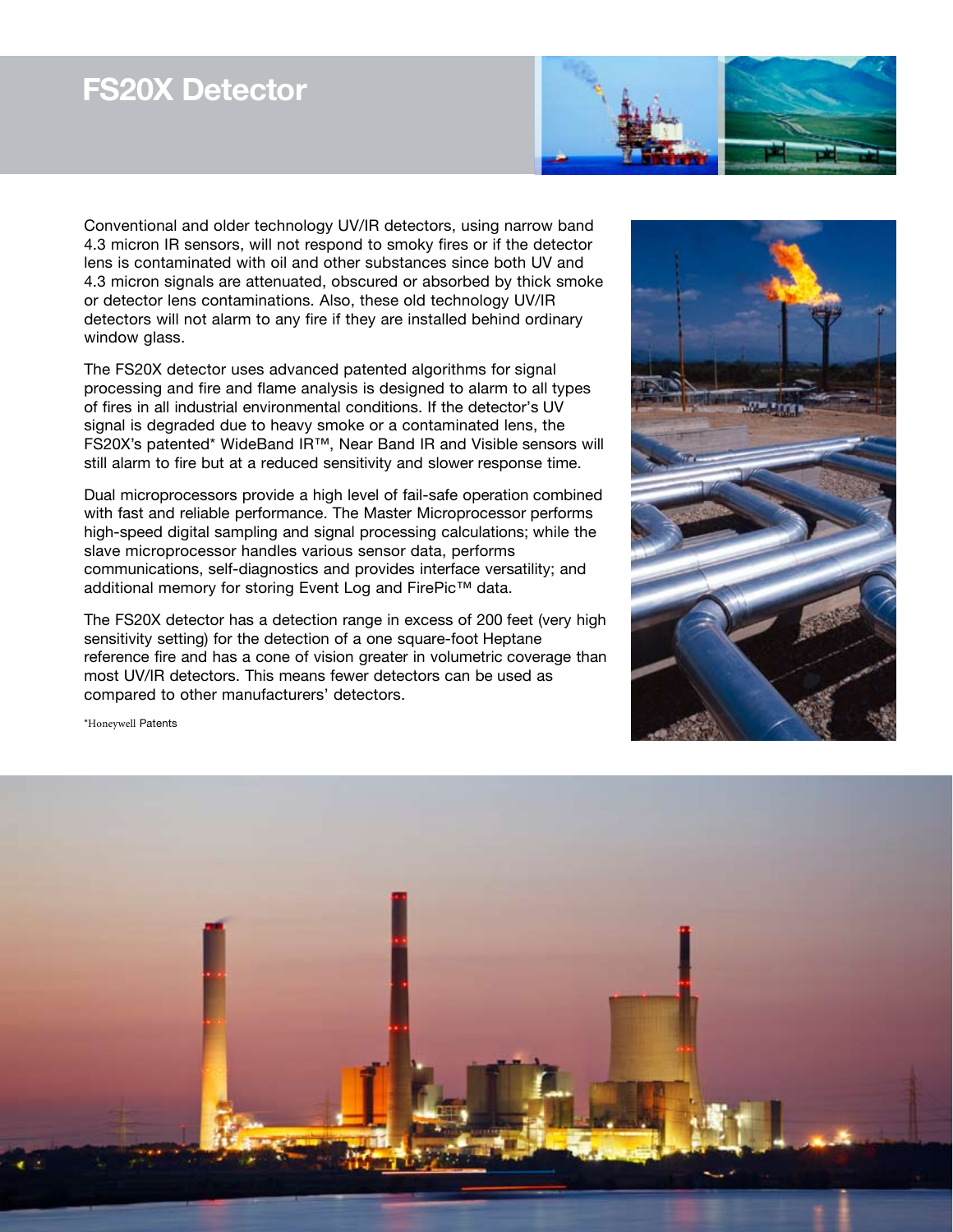# FS20X Detector

Conventional and older technology UV/IR detectors, using narrow band 4.3 micron IR sensors, will not respond to smoky fires or if the detector lens is contaminated with oil and other substances since both UV and 4.3 micron signals are attenuated, obscured or absorbed by thick smoke or detector lens contaminations. Also, these old technology UV/IR detectors will not alarm to any fire if they are installed behind ordinary window glass.

The FS20X detector uses advanced patented algorithms for signal processing and fire and flame analysis is designed to alarm to all types of fires in all industrial environmental conditions. If the detector's UV signal is degraded due to heavy smoke or a contaminated lens, the FS20X's patented* WideBand IR™, Near Band IR and Visible sensors will still alarm to fire but at a reduced sensitivity and slower response time.

Dual microprocessors provide a high level of fail-safe operation combined with fast and reliable performance. The Master Microprocessor performs high-speed digital sampling and signal processing calculations; while the slave microprocessor handles various sensor data, performs communications, self-diagnostics and provides interface versatility; and additional memory for storing Event Log and FirePic™ data.

The FS20X detector has a detection range in excess of 200 feet (very high sensitivity setting) for the detection of a one square-foot Heptane reference fire and has a cone of vision greater in volumetric coverage than most UV/IR detectors. This means fewer detectors can be used as compared to other manufacturers' detectors.

*Honeywell Patents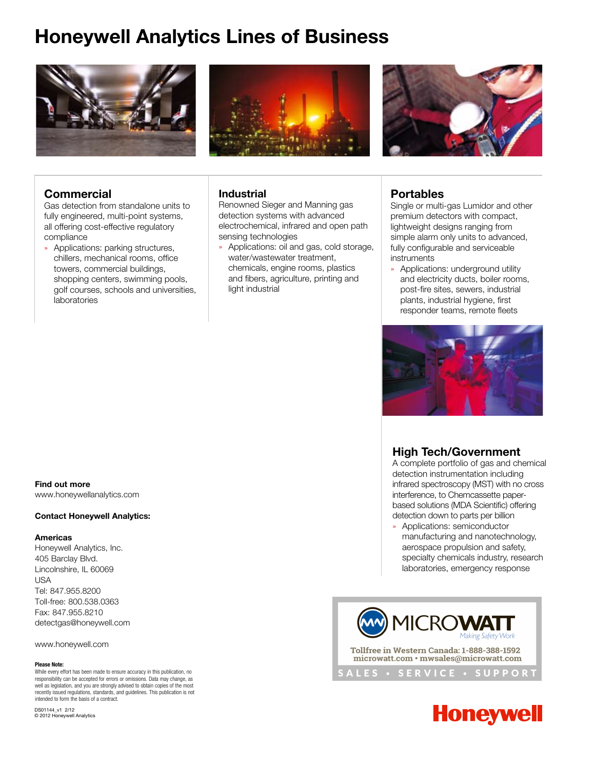# Honeywell Analytics Lines of Business

## Commercial

Gas detection from standalone units to fully engineered, multi-point systems, all offering cost-effective regulatory compliance

- Applications: parking structures, chillers, mechanical rooms, office towers, commercial buildings, shopping centers, swimming pools, golf courses, schools and universities, laboratories

## Industrial

Renowned Sieger and Manning gas detection systems with advanced electrochemical, infrared and open path sensing technologies

- Applications: oil and gas, cold storage, water/wastewater treatment, chemicals, engine rooms, plastics and fibers, agriculture, printing and light industrial

## Portables

Single or multi-gas Lumidor and other premium detectors with compact, lightweight designs ranging from simple alarm only units to advanced, fully configurable and serviceable instruments

- Applications: underground utility and electricity ducts, boiler rooms, post-fire sites, sewers, industrial plants, industrial hygiene, first responder teams, remote fleets

## High Tech/Government

A complete portfolio of gas and chemical detection instrumentation including infrared spectroscopy (MST) with no cross interference, to Chemcassette paper-based solutions (MDA Scientific) offering detection down to parts per billion

- Applications: semiconductor manufacturing and nanotechnology, aerospace propulsion and safety, specialty chemicals industry, research laboratories, emergency response

**Find out more**
www.honeywellanalytics.com

**Contact Honeywell Analytics:**

**Americas**
Honeywell Analytics, Inc.
405 Barclay Blvd.
Lincolnshire, IL 60069
USA
Tel: 847.955.8200
Toll-free: 800.538.0363
Fax: 847.955.8210
detectgas@honeywell.com

www.honeywell.com

**Please Note:**
While every effort has been made to ensure accuracy in this publication, no responsibility can be accepted for errors or omissions. Data may change, as well as legislation, and you are strongly advised to obtain copies of the most recently issued regulations, standards, and guidelines. This publication is not intended to form the basis of a contract.

DS01144_v1 2/12
© 2012 Honeywell Analytics

MICROWATT
*Making Safety Work*
Tollfree in Western Canada: 1-888-388-1592
microwatt.com • mwsales@microwatt.com
SALES • SERVICE • SUPPORT

Honeywell